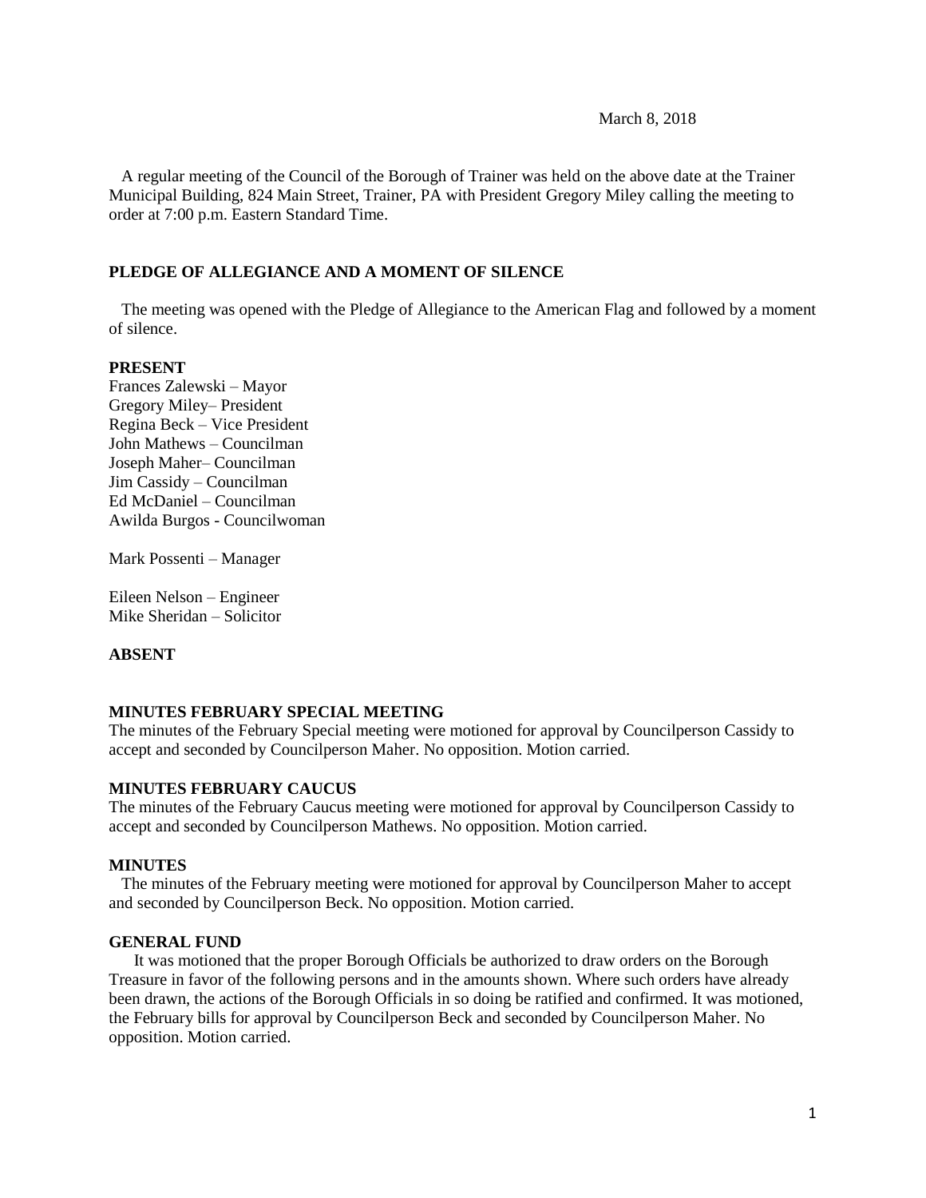March 8, 2018

A regular meeting of the Council of the Borough of Trainer was held on the above date at the Trainer Municipal Building, 824 Main Street, Trainer, PA with President Gregory Miley calling the meeting to order at 7:00 p.m. Eastern Standard Time.

## PLEDGE OF ALLEGIANCE AND A MOMENT OF SILENCE

The meeting was opened with the Pledge of Allegiance to the American Flag and followed by a moment of silence.

**PRESENT**

Frances Zalewski – Mayor
Gregory Miley– President
Regina Beck – Vice President
John Mathews – Councilman
Joseph Maher– Councilman
Jim Cassidy – Councilman
Ed McDaniel – Councilman
Awilda Burgos - Councilwoman

Mark Possenti – Manager

Eileen Nelson – Engineer
Mike Sheridan – Solicitor

**ABSENT**

**MINUTES FEBRUARY SPECIAL MEETING**

The minutes of the February Special meeting were motioned for approval by Councilperson Cassidy to accept and seconded by Councilperson Maher. No opposition. Motion carried.

**MINUTES FEBRUARY CAUCUS**

The minutes of the February Caucus meeting were motioned for approval by Councilperson Cassidy to accept and seconded by Councilperson Mathews. No opposition. Motion carried.

**MINUTES**

The minutes of the February meeting were motioned for approval by Councilperson Maher to accept and seconded by Councilperson Beck. No opposition. Motion carried.

**GENERAL FUND**

It was motioned that the proper Borough Officials be authorized to draw orders on the Borough Treasure in favor of the following persons and in the amounts shown. Where such orders have already been drawn, the actions of the Borough Officials in so doing be ratified and confirmed. It was motioned, the February bills for approval by Councilperson Beck and seconded by Councilperson Maher. No opposition. Motion carried.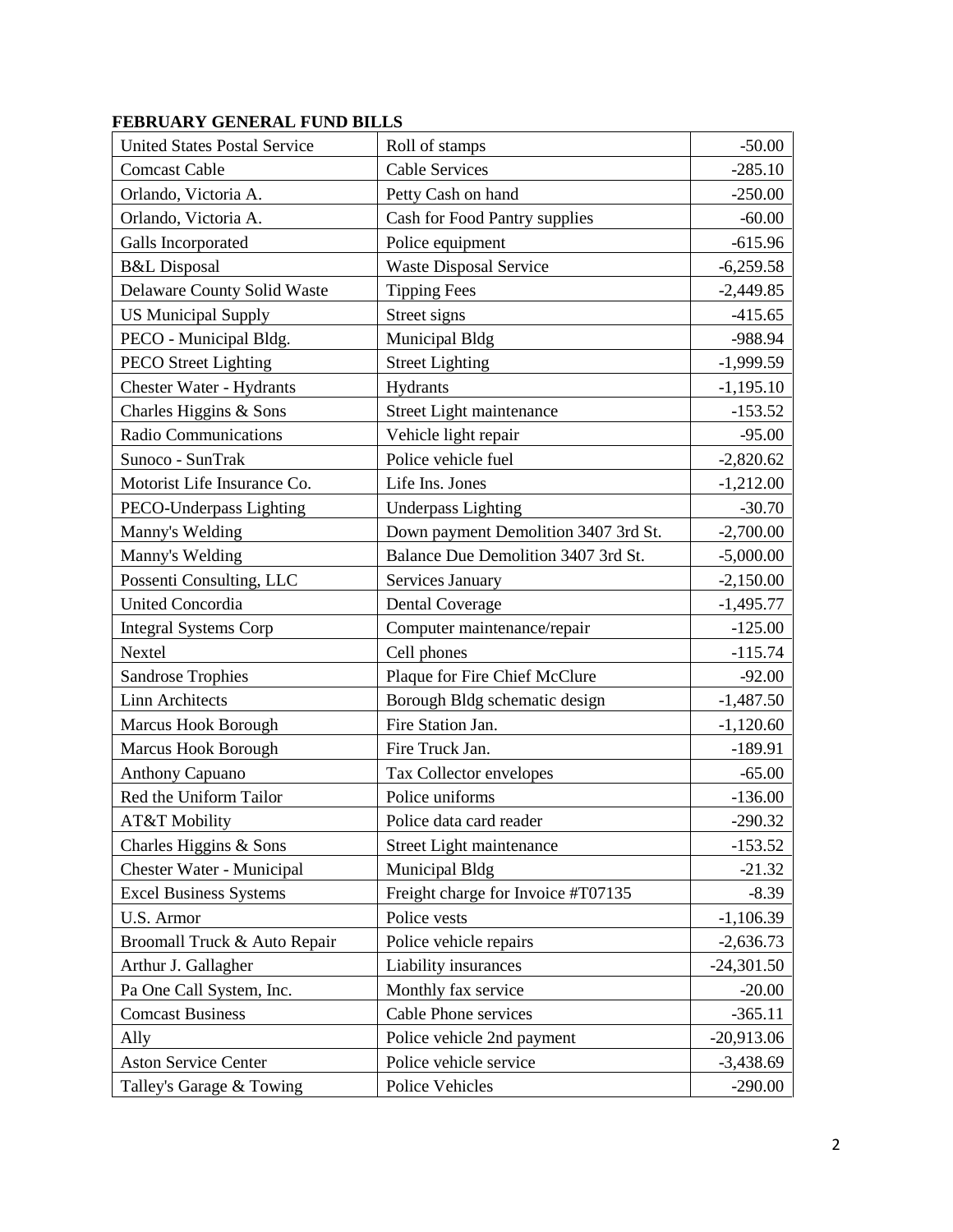**FEBRUARY GENERAL FUND BILLS**

| | | |
|---|---|---:|
| United States Postal Service | Roll of stamps | -50.00 |
| Comcast Cable | Cable Services | -285.10 |
| Orlando, Victoria A. | Petty Cash on hand | -250.00 |
| Orlando, Victoria A. | Cash for Food Pantry supplies | -60.00 |
| Galls Incorporated | Police equipment | -615.96 |
| B&L Disposal | Waste Disposal Service | -6,259.58 |
| Delaware County Solid Waste | Tipping Fees | -2,449.85 |
| US Municipal Supply | Street signs | -415.65 |
| PECO - Municipal Bldg. | Municipal Bldg | -988.94 |
| PECO Street Lighting | Street Lighting | -1,999.59 |
| Chester Water - Hydrants | Hydrants | -1,195.10 |
| Charles Higgins & Sons | Street Light maintenance | -153.52 |
| Radio Communications | Vehicle light repair | -95.00 |
| Sunoco - SunTrak | Police vehicle fuel | -2,820.62 |
| Motorist Life Insurance Co. | Life Ins. Jones | -1,212.00 |
| PECO-Underpass Lighting | Underpass Lighting | -30.70 |
| Manny's Welding | Down payment Demolition 3407 3rd St. | -2,700.00 |
| Manny's Welding | Balance Due Demolition 3407 3rd St. | -5,000.00 |
| Possenti Consulting, LLC | Services January | -2,150.00 |
| United Concordia | Dental Coverage | -1,495.77 |
| Integral Systems Corp | Computer maintenance/repair | -125.00 |
| Nextel | Cell phones | -115.74 |
| Sandrose Trophies | Plaque for Fire Chief McClure | -92.00 |
| Linn Architects | Borough Bldg schematic design | -1,487.50 |
| Marcus Hook Borough | Fire Station Jan. | -1,120.60 |
| Marcus Hook Borough | Fire Truck Jan. | -189.91 |
| Anthony Capuano | Tax Collector envelopes | -65.00 |
| Red the Uniform Tailor | Police uniforms | -136.00 |
| AT&T Mobility | Police data card reader | -290.32 |
| Charles Higgins & Sons | Street Light maintenance | -153.52 |
| Chester Water - Municipal | Municipal Bldg | -21.32 |
| Excel Business Systems | Freight charge for Invoice #T07135 | -8.39 |
| U.S. Armor | Police vests | -1,106.39 |
| Broomall Truck & Auto Repair | Police vehicle repairs | -2,636.73 |
| Arthur J. Gallagher | Liability insurances | -24,301.50 |
| Pa One Call System, Inc. | Monthly fax service | -20.00 |
| Comcast Business | Cable Phone services | -365.11 |
| Ally | Police vehicle 2nd payment | -20,913.06 |
| Aston Service Center | Police vehicle service | -3,438.69 |
| Talley's Garage & Towing | Police Vehicles | -290.00 |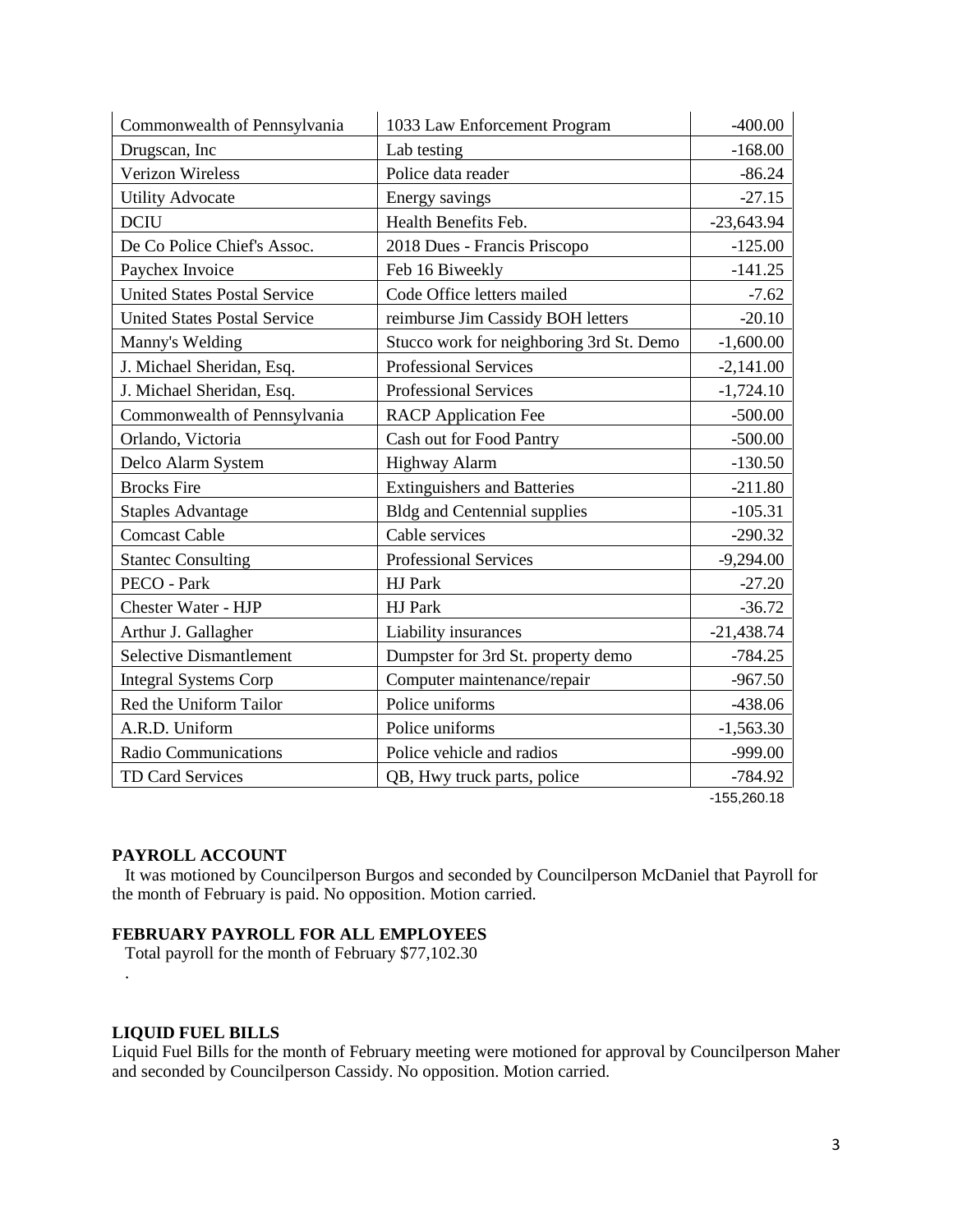| | | |
|---|---|---|
| Commonwealth of Pennsylvania | 1033 Law Enforcement Program | -400.00 |
| Drugscan, Inc | Lab testing | -168.00 |
| Verizon Wireless | Police data reader | -86.24 |
| Utility Advocate | Energy savings | -27.15 |
| DCIU | Health Benefits Feb. | -23,643.94 |
| De Co Police Chief's Assoc. | 2018 Dues - Francis Priscopo | -125.00 |
| Paychex Invoice | Feb 16 Biweekly | -141.25 |
| United States Postal Service | Code Office letters mailed | -7.62 |
| United States Postal Service | reimburse Jim Cassidy BOH letters | -20.10 |
| Manny's Welding | Stucco work for neighboring 3rd St. Demo | -1,600.00 |
| J. Michael Sheridan, Esq. | Professional Services | -2,141.00 |
| J. Michael Sheridan, Esq. | Professional Services | -1,724.10 |
| Commonwealth of Pennsylvania | RACP Application Fee | -500.00 |
| Orlando, Victoria | Cash out for Food Pantry | -500.00 |
| Delco Alarm System | Highway Alarm | -130.50 |
| Brocks Fire | Extinguishers and Batteries | -211.80 |
| Staples Advantage | Bldg and Centennial supplies | -105.31 |
| Comcast Cable | Cable services | -290.32 |
| Stantec Consulting | Professional Services | -9,294.00 |
| PECO - Park | HJ Park | -27.20 |
| Chester Water - HJP | HJ Park | -36.72 |
| Arthur J. Gallagher | Liability insurances | -21,438.74 |
| Selective Dismantlement | Dumpster for 3rd St. property demo | -784.25 |
| Integral Systems Corp | Computer maintenance/repair | -967.50 |
| Red the Uniform Tailor | Police uniforms | -438.06 |
| A.R.D. Uniform | Police uniforms | -1,563.30 |
| Radio Communications | Police vehicle and radios | -999.00 |
| TD Card Services | QB, Hwy truck parts, police | -784.92 |
| | | -155,260.18 |

**PAYROLL ACCOUNT**

It was motioned by Councilperson Burgos and seconded by Councilperson McDaniel that Payroll for the month of February is paid. No opposition. Motion carried.

**FEBRUARY PAYROLL FOR ALL EMPLOYEES**

Total payroll for the month of February $77,102.30

.

**LIQUID FUEL BILLS**

Liquid Fuel Bills for the month of February meeting were motioned for approval by Councilperson Maher and seconded by Councilperson Cassidy. No opposition. Motion carried.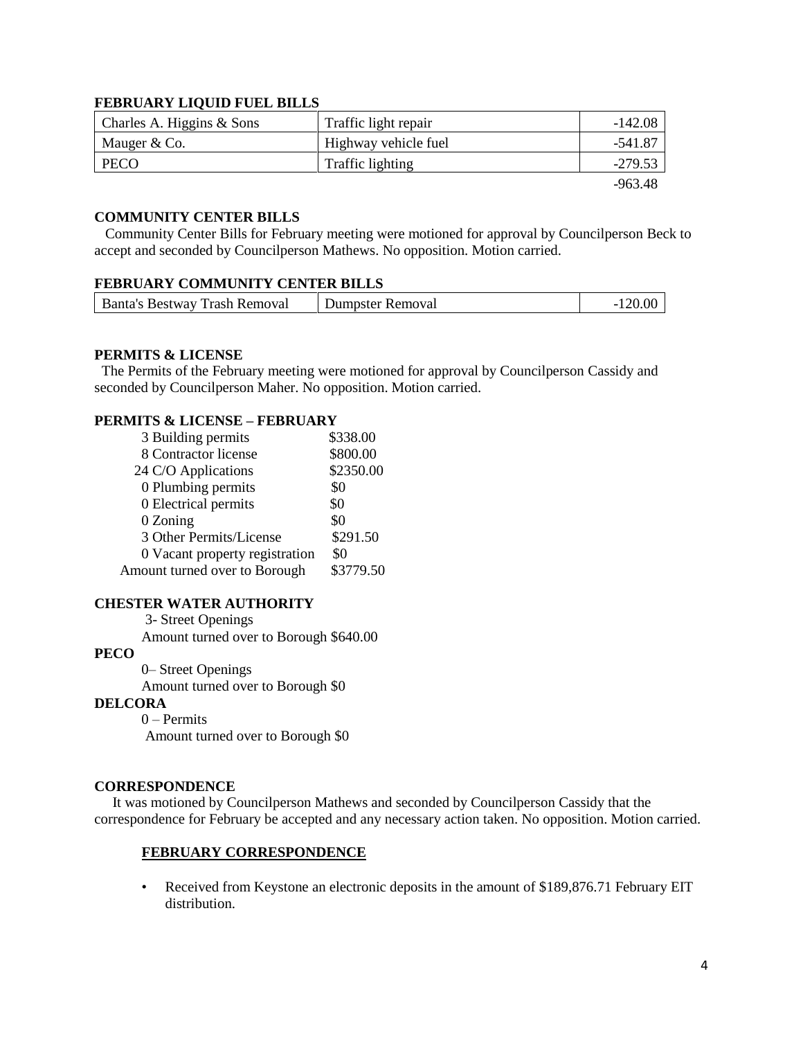### FEBRUARY LIQUID FUEL BILLS

| Charles A. Higgins & Sons | Traffic light repair | -142.08 |
|---|---|---|
| Mauger & Co. | Highway vehicle fuel | -541.87 |
| PECO | Traffic lighting | -279.53 |
| | | -963.48 |

### COMMUNITY CENTER BILLS

Community Center Bills for February meeting were motioned for approval by Councilperson Beck to accept and seconded by Councilperson Mathews. No opposition. Motion carried.

### FEBRUARY COMMUNITY CENTER BILLS

| Banta's Bestway Trash Removal | Dumpster Removal | -120.00 |
|---|---|---|

### PERMITS & LICENSE

The Permits of the February meeting were motioned for approval by Councilperson Cassidy and seconded by Councilperson Maher. No opposition. Motion carried.

### PERMITS & LICENSE – FEBRUARY

| | |
|---|---|
| 3 Building permits | \$338.00 |
| 8 Contractor license | \$800.00 |
| 24 C/O Applications | \$2350.00 |
| 0 Plumbing permits | \$0 |
| 0 Electrical permits | \$0 |
| 0 Zoning | \$0 |
| 3 Other Permits/License | \$291.50 |
| 0 Vacant property registration | \$0 |
| Amount turned over to Borough | \$3779.50 |

### CHESTER WATER AUTHORITY

3- Street Openings
Amount turned over to Borough \$640.00

### PECO

0– Street Openings
Amount turned over to Borough \$0

### DELCORA

0 – Permits
Amount turned over to Borough \$0

### CORRESPONDENCE

It was motioned by Councilperson Mathews and seconded by Councilperson Cassidy that the correspondence for February be accepted and any necessary action taken. No opposition. Motion carried.

**FEBRUARY CORRESPONDENCE**

- Received from Keystone an electronic deposits in the amount of \$189,876.71 February EIT distribution.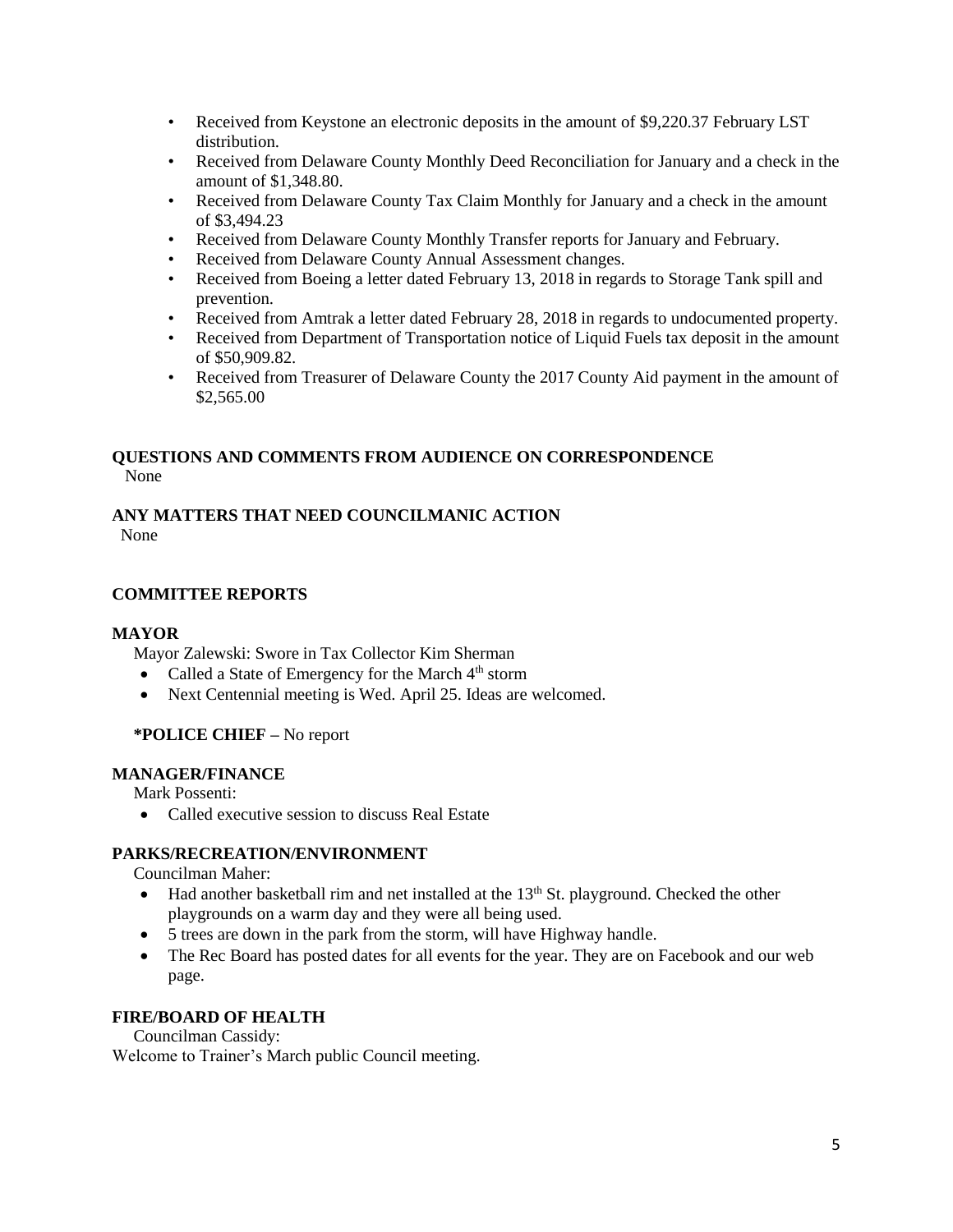- Received from Keystone an electronic deposits in the amount of $9,220.37 February LST distribution.
- Received from Delaware County Monthly Deed Reconciliation for January and a check in the amount of $1,348.80.
- Received from Delaware County Tax Claim Monthly for January and a check in the amount of $3,494.23
- Received from Delaware County Monthly Transfer reports for January and February.
- Received from Delaware County Annual Assessment changes.
- Received from Boeing a letter dated February 13, 2018 in regards to Storage Tank spill and prevention.
- Received from Amtrak a letter dated February 28, 2018 in regards to undocumented property.
- Received from Department of Transportation notice of Liquid Fuels tax deposit in the amount of $50,909.82.
- Received from Treasurer of Delaware County the 2017 County Aid payment in the amount of $2,565.00

**QUESTIONS AND COMMENTS FROM AUDIENCE ON CORRESPONDENCE**

None

**ANY MATTERS THAT NEED COUNCILMANIC ACTION**

None

**COMMITTEE REPORTS**

**MAYOR**

Mayor Zalewski: Swore in Tax Collector Kim Sherman

- Called a State of Emergency for the March 4th storm
- Next Centennial meeting is Wed. April 25. Ideas are welcomed.

**\*POLICE CHIEF –** No report

**MANAGER/FINANCE**

Mark Possenti:

- Called executive session to discuss Real Estate

**PARKS/RECREATION/ENVIRONMENT**

Councilman Maher:

- Had another basketball rim and net installed at the 13th St. playground. Checked the other playgrounds on a warm day and they were all being used.
- 5 trees are down in the park from the storm, will have Highway handle.
- The Rec Board has posted dates for all events for the year. They are on Facebook and our web page.

**FIRE/BOARD OF HEALTH**

Councilman Cassidy:

Welcome to Trainer's March public Council meeting.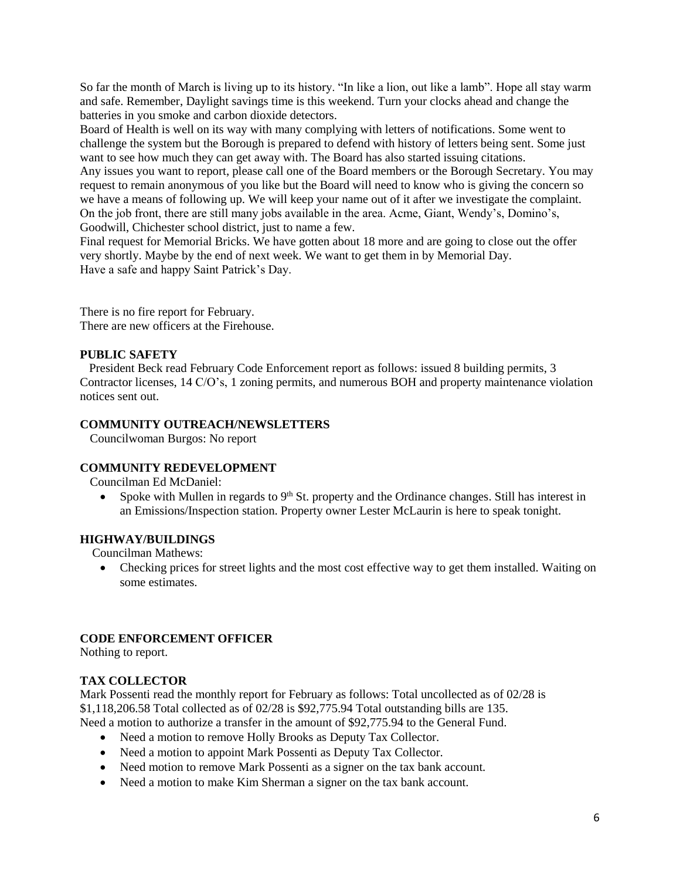So far the month of March is living up to its history. "In like a lion, out like a lamb". Hope all stay warm and safe. Remember, Daylight savings time is this weekend. Turn your clocks ahead and change the batteries in you smoke and carbon dioxide detectors.

Board of Health is well on its way with many complying with letters of notifications. Some went to challenge the system but the Borough is prepared to defend with history of letters being sent. Some just want to see how much they can get away with. The Board has also started issuing citations.

Any issues you want to report, please call one of the Board members or the Borough Secretary. You may request to remain anonymous of you like but the Board will need to know who is giving the concern so we have a means of following up. We will keep your name out of it after we investigate the complaint.

On the job front, there are still many jobs available in the area. Acme, Giant, Wendy's, Domino's, Goodwill, Chichester school district, just to name a few.

Final request for Memorial Bricks. We have gotten about 18 more and are going to close out the offer very shortly. Maybe by the end of next week. We want to get them in by Memorial Day.

Have a safe and happy Saint Patrick's Day.

There is no fire report for February.

There are new officers at the Firehouse.

**PUBLIC SAFETY**

President Beck read February Code Enforcement report as follows: issued 8 building permits, 3 Contractor licenses, 14 C/O's, 1 zoning permits, and numerous BOH and property maintenance violation notices sent out.

**COMMUNITY OUTREACH/NEWSLETTERS**

Councilwoman Burgos: No report

**COMMUNITY REDEVELOPMENT**

Councilman Ed McDaniel:

- Spoke with Mullen in regards to 9th St. property and the Ordinance changes. Still has interest in an Emissions/Inspection station. Property owner Lester McLaurin is here to speak tonight.

**HIGHWAY/BUILDINGS**

Councilman Mathews:

- Checking prices for street lights and the most cost effective way to get them installed. Waiting on some estimates.

**CODE ENFORCEMENT OFFICER**

Nothing to report.

**TAX COLLECTOR**

Mark Possenti read the monthly report for February as follows: Total uncollected as of 02/28 is $1,118,206.58 Total collected as of 02/28 is $92,775.94 Total outstanding bills are 135.

Need a motion to authorize a transfer in the amount of $92,775.94 to the General Fund.

- Need a motion to remove Holly Brooks as Deputy Tax Collector.
- Need a motion to appoint Mark Possenti as Deputy Tax Collector.
- Need motion to remove Mark Possenti as a signer on the tax bank account.
- Need a motion to make Kim Sherman a signer on the tax bank account.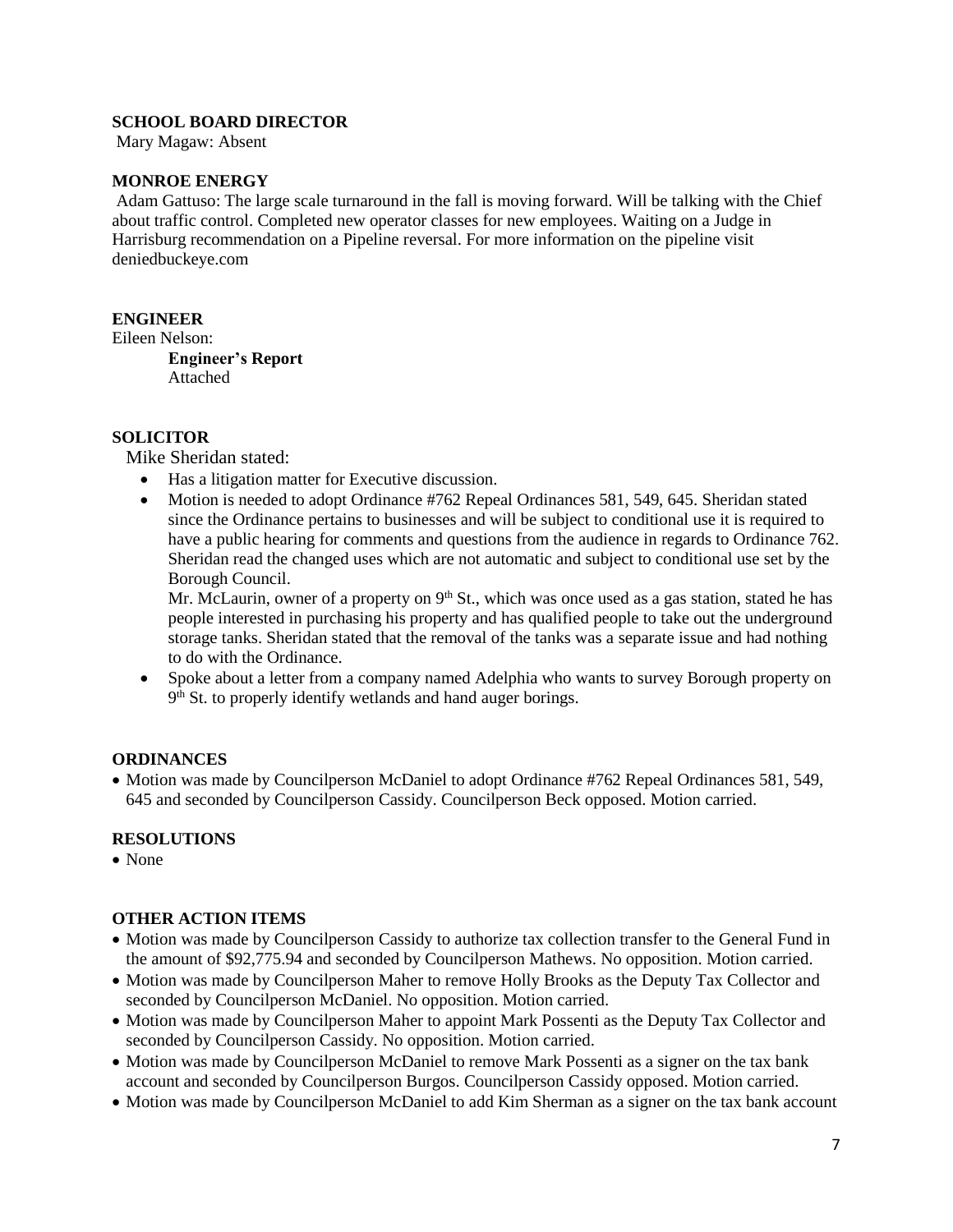**SCHOOL BOARD DIRECTOR**

Mary Magaw: Absent

**MONROE ENERGY**

Adam Gattuso: The large scale turnaround in the fall is moving forward. Will be talking with the Chief about traffic control. Completed new operator classes for new employees. Waiting on a Judge in Harrisburg recommendation on a Pipeline reversal. For more information on the pipeline visit deniedbuckeye.com

**ENGINEER**

Eileen Nelson:

**Engineer's Report**
Attached

**SOLICITOR**

Mike Sheridan stated:

- Has a litigation matter for Executive discussion.
- Motion is needed to adopt Ordinance #762 Repeal Ordinances 581, 549, 645. Sheridan stated since the Ordinance pertains to businesses and will be subject to conditional use it is required to have a public hearing for comments and questions from the audience in regards to Ordinance 762. Sheridan read the changed uses which are not automatic and subject to conditional use set by the Borough Council.

  Mr. McLaurin, owner of a property on 9th St., which was once used as a gas station, stated he has people interested in purchasing his property and has qualified people to take out the underground storage tanks. Sheridan stated that the removal of the tanks was a separate issue and had nothing to do with the Ordinance.
- Spoke about a letter from a company named Adelphia who wants to survey Borough property on 9th St. to properly identify wetlands and hand auger borings.

**ORDINANCES**

- Motion was made by Councilperson McDaniel to adopt Ordinance #762 Repeal Ordinances 581, 549, 645 and seconded by Councilperson Cassidy. Councilperson Beck opposed. Motion carried.

**RESOLUTIONS**

- None

**OTHER ACTION ITEMS**

- Motion was made by Councilperson Cassidy to authorize tax collection transfer to the General Fund in the amount of $92,775.94 and seconded by Councilperson Mathews. No opposition. Motion carried.
- Motion was made by Councilperson Maher to remove Holly Brooks as the Deputy Tax Collector and seconded by Councilperson McDaniel. No opposition. Motion carried.
- Motion was made by Councilperson Maher to appoint Mark Possenti as the Deputy Tax Collector and seconded by Councilperson Cassidy. No opposition. Motion carried.
- Motion was made by Councilperson McDaniel to remove Mark Possenti as a signer on the tax bank account and seconded by Councilperson Burgos. Councilperson Cassidy opposed. Motion carried.
- Motion was made by Councilperson McDaniel to add Kim Sherman as a signer on the tax bank account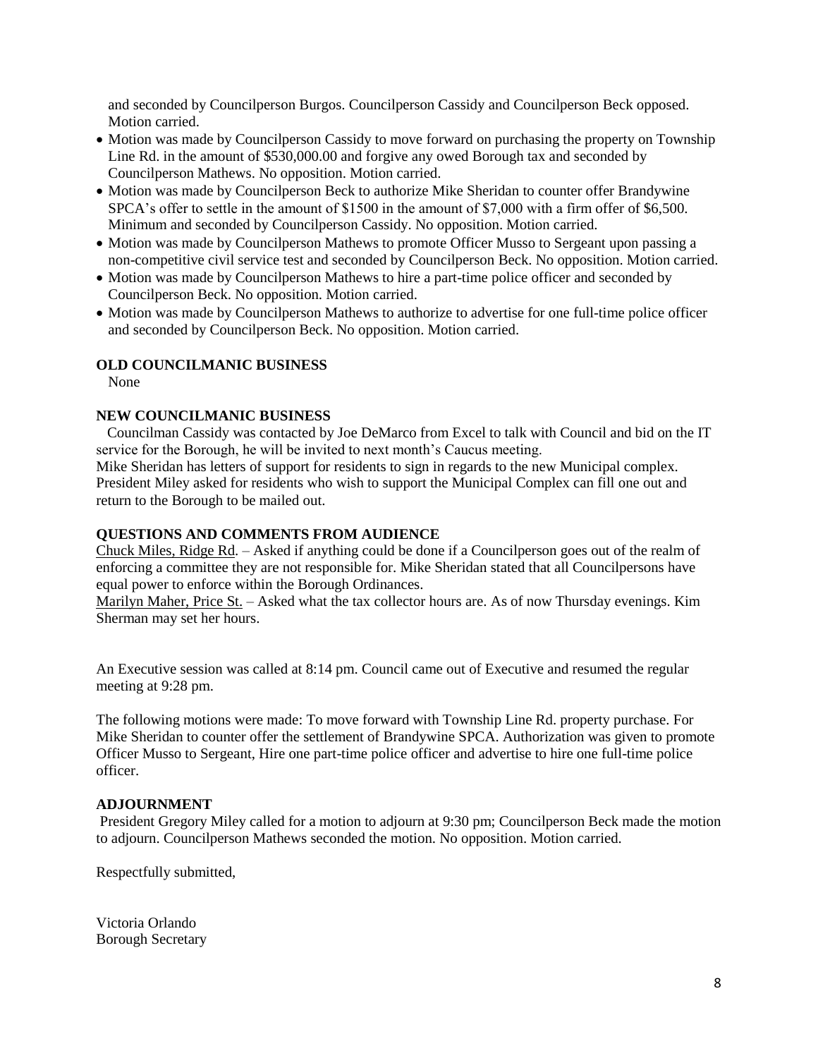and seconded by Councilperson Burgos. Councilperson Cassidy and Councilperson Beck opposed. Motion carried.

- Motion was made by Councilperson Cassidy to move forward on purchasing the property on Township Line Rd. in the amount of $530,000.00 and forgive any owed Borough tax and seconded by Councilperson Mathews. No opposition. Motion carried.
- Motion was made by Councilperson Beck to authorize Mike Sheridan to counter offer Brandywine SPCA's offer to settle in the amount of $1500 in the amount of $7,000 with a firm offer of $6,500. Minimum and seconded by Councilperson Cassidy. No opposition. Motion carried.
- Motion was made by Councilperson Mathews to promote Officer Musso to Sergeant upon passing a non-competitive civil service test and seconded by Councilperson Beck. No opposition. Motion carried.
- Motion was made by Councilperson Mathews to hire a part-time police officer and seconded by Councilperson Beck. No opposition. Motion carried.
- Motion was made by Councilperson Mathews to authorize to advertise for one full-time police officer and seconded by Councilperson Beck. No opposition. Motion carried.

**OLD COUNCILMANIC BUSINESS**

None

**NEW COUNCILMANIC BUSINESS**

Councilman Cassidy was contacted by Joe DeMarco from Excel to talk with Council and bid on the IT service for the Borough, he will be invited to next month's Caucus meeting.
Mike Sheridan has letters of support for residents to sign in regards to the new Municipal complex. President Miley asked for residents who wish to support the Municipal Complex can fill one out and return to the Borough to be mailed out.

**QUESTIONS AND COMMENTS FROM AUDIENCE**

Chuck Miles, Ridge Rd. – Asked if anything could be done if a Councilperson goes out of the realm of enforcing a committee they are not responsible for. Mike Sheridan stated that all Councilpersons have equal power to enforce within the Borough Ordinances.
Marilyn Maher, Price St. – Asked what the tax collector hours are. As of now Thursday evenings. Kim Sherman may set her hours.

An Executive session was called at 8:14 pm. Council came out of Executive and resumed the regular meeting at 9:28 pm.

The following motions were made: To move forward with Township Line Rd. property purchase. For Mike Sheridan to counter offer the settlement of Brandywine SPCA. Authorization was given to promote Officer Musso to Sergeant, Hire one part-time police officer and advertise to hire one full-time police officer.

**ADJOURNMENT**

President Gregory Miley called for a motion to adjourn at 9:30 pm; Councilperson Beck made the motion to adjourn. Councilperson Mathews seconded the motion. No opposition. Motion carried.

Respectfully submitted,

Victoria Orlando
Borough Secretary